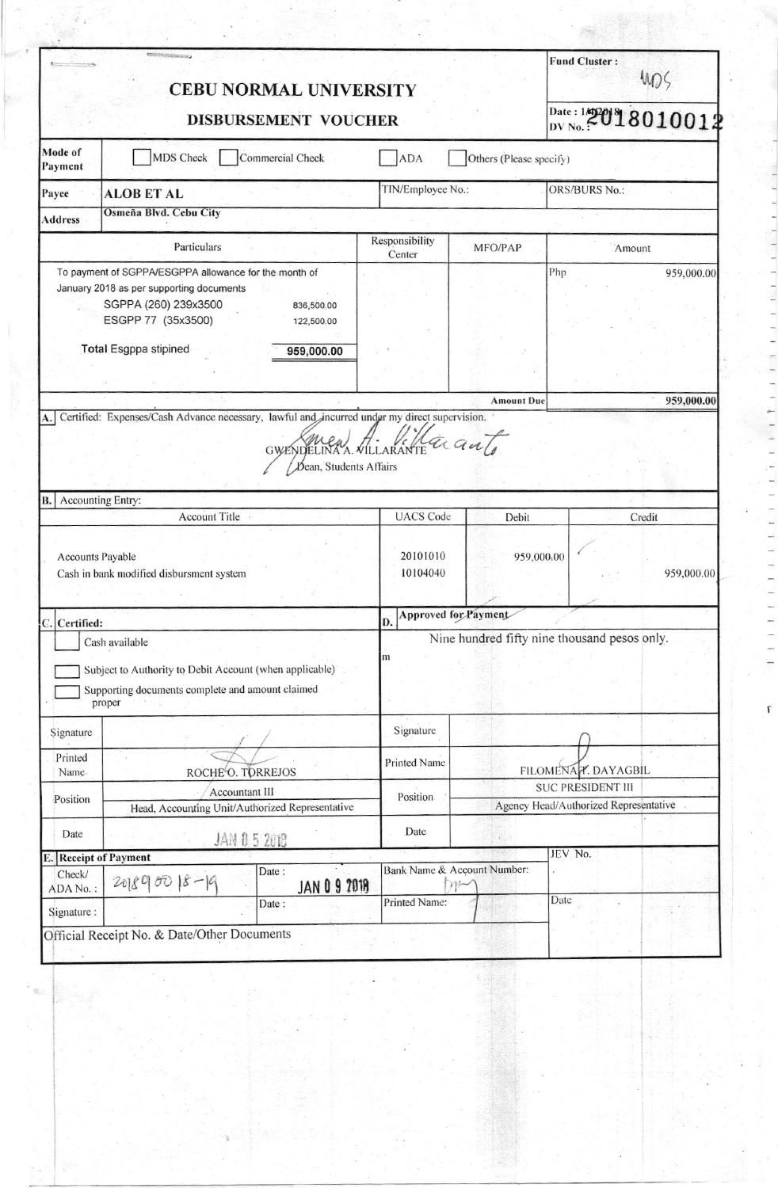# CEBU NORMAL UNIVERSITY

## DISBURSEMENT VOUCHER

**Fund Cluster :** MDS

**Date :** 1/9/2018

**DV No. :** 2018010012

| | |
|---|---|
| **Mode of Payment** | ☐ MDS Check ☐ Commercial Check ☐ ADA ☐ Others (Please specify) |

| | | | |
|---|---|---|---|
| **Payee** | **ALOB ET AL** | TIN/Employee No.: | ORS/BURS No.: |
| **Address** | Osmeña Blvd. Cebu City | | |

| Particulars | Responsibility Center | MFO/PAP | Amount |
|---|---|---|---|
| To payment of SGPPA/ESGPPA allowance for the month of January 2018 as per supporting documents<br>SGPPA (260) 239x3500 — 836,500.00<br>ESGPP 77 (35x3500) — 122,500.00<br>**Total** Esgppa stipined — 959,000.00 | | | Php 959,000.00 |
| | | **Amount Due** | 959,000.00 |

**A.** Certified: Expenses/Cash Advance necessary, lawful and incurred under my direct supervision.

GWENDELINA A. VILLARANTE
Dean, Students Affairs

**B.** Accounting Entry:

| Account Title | UACS Code | Debit | Credit |
|---|---|---|---|
| Accounts Payable | 20101010 | 959,000.00 | |
| Cash in bank modified disbursment system | 10104040 | | 959,000.00 |

| **C. Certified:** | | **D. Approved for Payment** | |
|---|---|---|---|
| ☐ Cash available<br>☐ Subject to Authority to Debit Account (when applicable)<br>☐ Supporting documents complete and amount claimed proper | | Nine hundred fifty nine thousand pesos only. | |
| Signature | | Signature | |
| Printed Name | ROCHE O. TORREJOS | Printed Name | FILOMENA T. DAYAGBIL |
| Position | Accountant III<br>Head, Accounting Unit/Authorized Representative | Position | SUC PRESIDENT III<br>Agency Head/Authorized Representative |
| Date | JAN 05 2018 | Date | |

**E. Receipt of Payment**

| | | | | |
|---|---|---|---|---|
| Check/ ADA No. : | 20189 00 18-19 | Date : JAN 09 2018 | Bank Name & Account Number: | JEV No. |
| Signature : | | Date : | Printed Name: | Date |
| Official Receipt No. & Date/Other Documents | | | | |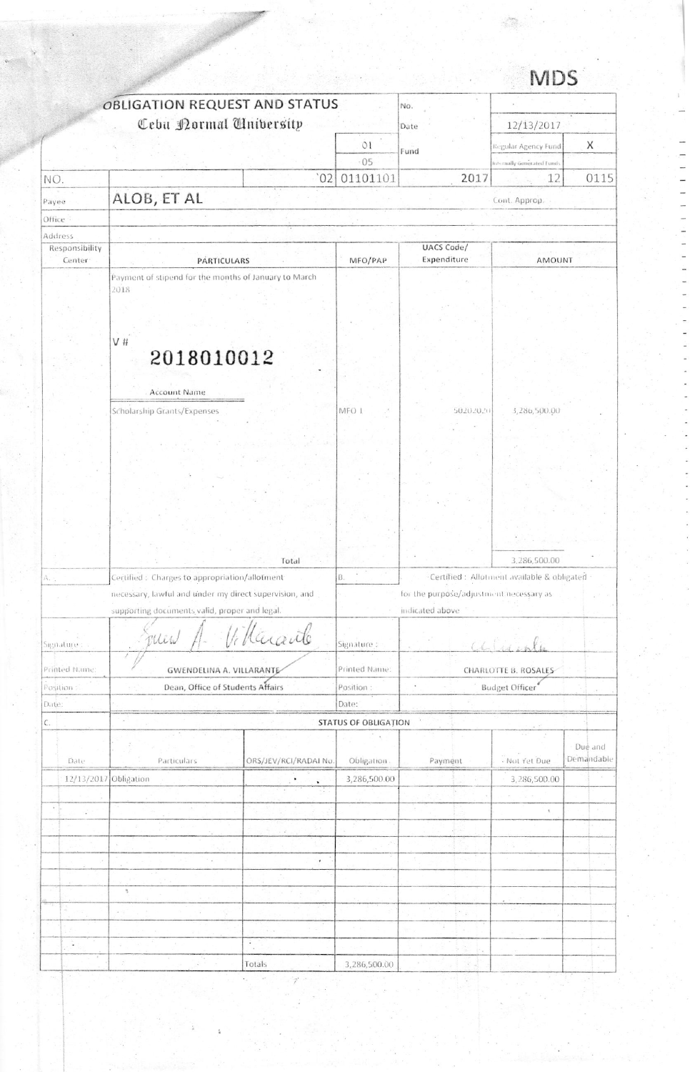MDS

# OBLIGATION REQUEST AND STATUS

Cebu Normal University

| | | | | | | |
|---|---|---|---|---|---|---|
| | | | No. | | | |
| | | | Date | 12/13/2017 | | |
| | | 01 | Fund | Regular Agency Fund | X | |
| | | 05 | | Internally Generated Funds | | |
| NO. | | '02 | 01101101 | 2017 | 12 | 0115 |

Payee: **ALOB, ET AL**

Cont. Approp.

Office:

Address:

| Responsibility Center | PARTICULARS | MFO/PAP | UACS Code/ Expenditure | AMOUNT |
|---|---|---|---|---|
| | Payment of stipend for the months of January to March 2018 | | | |
| | V # **2018010012** | | | |
| | Account Name | | | |
| | Scholarship Grants/Expenses | MFO 1 | 50202020 | 3,286,500.00 |
| | Total | | | 3,286,500.00 |

| | | | |
|---|---|---|---|
| A. | Certified: Charges to appropriation/allotment necessary, lawful and under my direct supervision, and supporting documents valid, proper and legal. | B. | Certified: Allotment available & obligated for the purpose/adjustment necessary as indicated above |
| Signature: | *(signed)* | Signature: | *(signed)* |
| Printed Name: | GWENDELINA A. VILLARANTE | Printed Name: | CHARLOTTE B. ROSALES |
| Position: | Dean, Office of Students Affairs | Position: | Budget Officer |
| Date: | | Date: | |

C. STATUS OF OBLIGATION

| Date | Particulars | ORS/JEV/RCI/RADAI No. | Obligation | Payment | Not Yet Due | Due and Demandable |
|---|---|---|---|---|---|---|
| 12/13/2017 | Obligation | | 3,286,500.00 | | 3,286,500.00 | |
| | | Totals | 3,286,500.00 | | | |